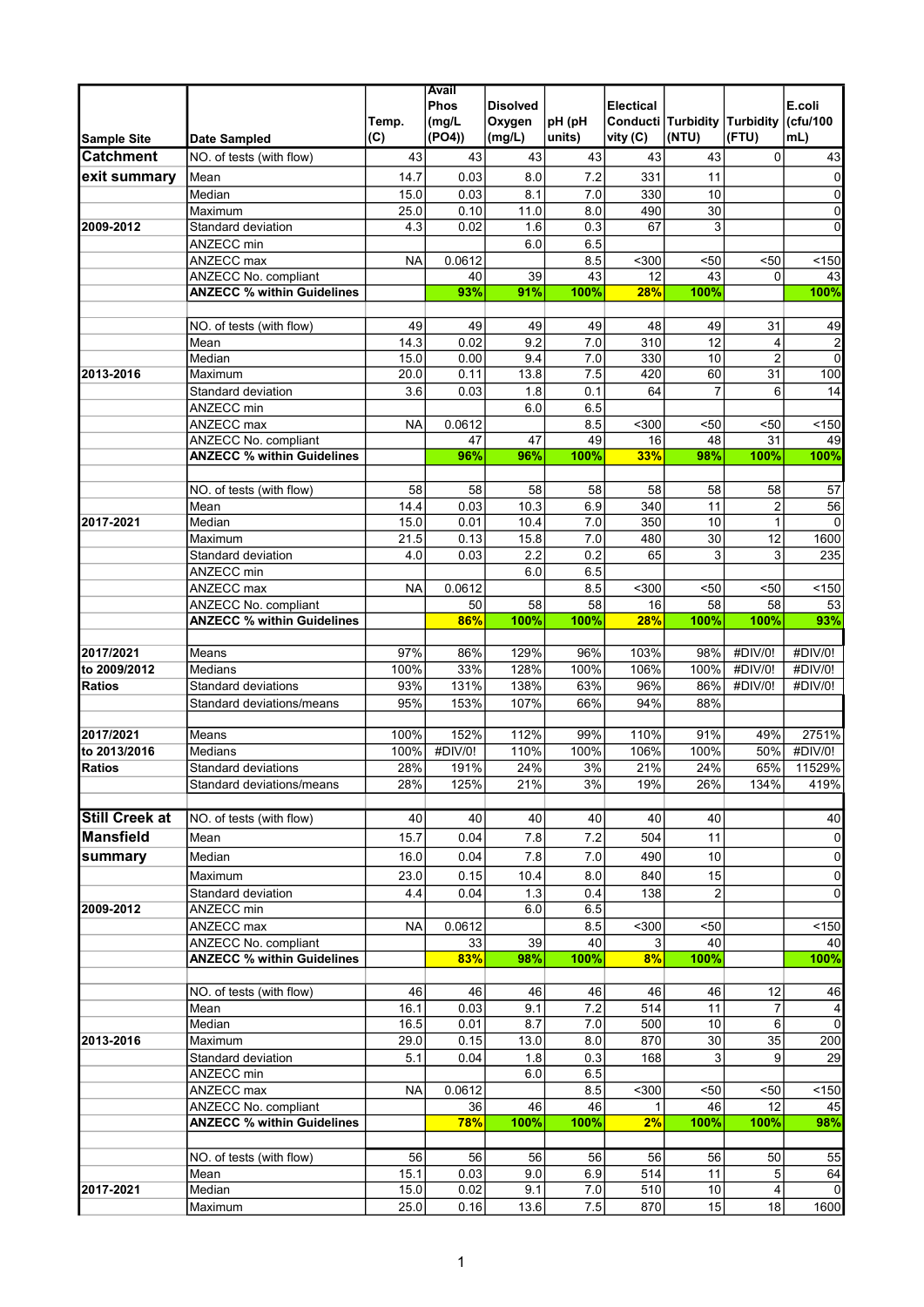| Sample Site | Date Sampled | Temp. (C) | Avail Phos (mg/L (PO4)) | Disolved Oxygen (mg/L) | pH (pH units) | Electical Conductivity (C) | Turbidity (NTU) | Turbidity (FTU) | E.coli (cfu/100 mL) |
|---|---|---|---|---|---|---|---|---|---|
| **Catchment** | NO. of tests (with flow) | 43 | 43 | 43 | 43 | 43 | 43 | 0 | 43 |
| **exit summary** | Mean | 14.7 | 0.03 | 8.0 | 7.2 | 331 | 11 | | 0 |
| | Median | 15.0 | 0.03 | 8.1 | 7.0 | 330 | 10 | | 0 |
| | Maximum | 25.0 | 0.10 | 11.0 | 8.0 | 490 | 30 | | 0 |
| **2009-2012** | Standard deviation | 4.3 | 0.02 | 1.6 | 0.3 | 67 | 3 | | 0 |
| | ANZECC min | | | 6.0 | 6.5 | | | | |
| | ANZECC max | NA | 0.0612 | | 8.5 | <300 | <50 | <50 | <150 |
| | ANZECC No. compliant | | 40 | 39 | 43 | 12 | 43 | 0 | 43 |
| | **ANZECC % within Guidelines** | | **93%** | **91%** | **100%** | **28%** | **100%** | | **100%** |
| | | | | | | | | | |
| | NO. of tests (with flow) | 49 | 49 | 49 | 49 | 48 | 49 | 31 | 49 |
| | Mean | 14.3 | 0.02 | 9.2 | 7.0 | 310 | 12 | 4 | 2 |
| | Median | 15.0 | 0.00 | 9.4 | 7.0 | 330 | 10 | 2 | 0 |
| **2013-2016** | Maximum | 20.0 | 0.11 | 13.8 | 7.5 | 420 | 60 | 31 | 100 |
| | Standard deviation | 3.6 | 0.03 | 1.8 | 0.1 | 64 | 7 | 6 | 14 |
| | ANZECC min | | | 6.0 | 6.5 | | | | |
| | ANZECC max | NA | 0.0612 | | 8.5 | <300 | <50 | <50 | <150 |
| | ANZECC No. compliant | | 47 | 47 | 49 | 16 | 48 | 31 | 49 |
| | **ANZECC % within Guidelines** | | **96%** | **96%** | **100%** | **33%** | **98%** | **100%** | **100%** |
| | | | | | | | | | |
| | NO. of tests (with flow) | 58 | 58 | 58 | 58 | 58 | 58 | 58 | 57 |
| | Mean | 14.4 | 0.03 | 10.3 | 6.9 | 340 | 11 | 2 | 56 |
| **2017-2021** | Median | 15.0 | 0.01 | 10.4 | 7.0 | 350 | 10 | 1 | 0 |
| | Maximum | 21.5 | 0.13 | 15.8 | 7.0 | 480 | 30 | 12 | 1600 |
| | Standard deviation | 4.0 | 0.03 | 2.2 | 0.2 | 65 | 3 | 3 | 235 |
| | ANZECC min | | | 6.0 | 6.5 | | | | |
| | ANZECC max | NA | 0.0612 | | 8.5 | <300 | <50 | <50 | <150 |
| | ANZECC No. compliant | | 50 | 58 | 58 | 16 | 58 | 58 | 53 |
| | **ANZECC % within Guidelines** | | **86%** | **100%** | **100%** | **28%** | **100%** | **100%** | **93%** |
| | | | | | | | | | |
| **2017/2021** | Means | 97% | 86% | 129% | 96% | 103% | 98% | #DIV/0! | #DIV/0! |
| **to 2009/2012** | Medians | 100% | 33% | 128% | 100% | 106% | 100% | #DIV/0! | #DIV/0! |
| **Ratios** | Standard deviations | 93% | 131% | 138% | 63% | 96% | 86% | #DIV/0! | #DIV/0! |
| | Standard deviations/means | 95% | 153% | 107% | 66% | 94% | 88% | | |
| | | | | | | | | | |
| **2017/2021** | Means | 100% | 152% | 112% | 99% | 110% | 91% | 49% | 2751% |
| **to 2013/2016** | Medians | 100% | #DIV/0! | 110% | 100% | 106% | 100% | 50% | #DIV/0! |
| **Ratios** | Standard deviations | 28% | 191% | 24% | 3% | 21% | 24% | 65% | 11529% |
| | Standard deviations/means | 28% | 125% | 21% | 3% | 19% | 26% | 134% | 419% |
| | | | | | | | | | |
| **Still Creek at** | NO. of tests (with flow) | 40 | 40 | 40 | 40 | 40 | 40 | | 40 |
| **Mansfield** | Mean | 15.7 | 0.04 | 7.8 | 7.2 | 504 | 11 | | 0 |
| **summary** | Median | 16.0 | 0.04 | 7.8 | 7.0 | 490 | 10 | | 0 |
| | Maximum | 23.0 | 0.15 | 10.4 | 8.0 | 840 | 15 | | 0 |
| | Standard deviation | 4.4 | 0.04 | 1.3 | 0.4 | 138 | 2 | | 0 |
| **2009-2012** | ANZECC min | | | 6.0 | 6.5 | | | | |
| | ANZECC max | NA | 0.0612 | | 8.5 | <300 | <50 | | <150 |
| | ANZECC No. compliant | | 33 | 39 | 40 | 3 | 40 | | 40 |
| | **ANZECC % within Guidelines** | | **83%** | **98%** | **100%** | **8%** | **100%** | | **100%** |
| | | | | | | | | | |
| | NO. of tests (with flow) | 46 | 46 | 46 | 46 | 46 | 46 | 12 | 46 |
| | Mean | 16.1 | 0.03 | 9.1 | 7.2 | 514 | 11 | 7 | 4 |
| | Median | 16.5 | 0.01 | 8.7 | 7.0 | 500 | 10 | 6 | 0 |
| **2013-2016** | Maximum | 29.0 | 0.15 | 13.0 | 8.0 | 870 | 30 | 35 | 200 |
| | Standard deviation | 5.1 | 0.04 | 1.8 | 0.3 | 168 | 3 | 9 | 29 |
| | ANZECC min | | | 6.0 | 6.5 | | | | |
| | ANZECC max | NA | 0.0612 | | 8.5 | <300 | <50 | <50 | <150 |
| | ANZECC No. compliant | | 36 | 46 | 46 | 1 | 46 | 12 | 45 |
| | **ANZECC % within Guidelines** | | **78%** | **100%** | **100%** | **2%** | **100%** | **100%** | **98%** |
| | | | | | | | | | |
| | NO. of tests (with flow) | 56 | 56 | 56 | 56 | 56 | 56 | 50 | 55 |
| | Mean | 15.1 | 0.03 | 9.0 | 6.9 | 514 | 11 | 5 | 64 |
| **2017-2021** | Median | 15.0 | 0.02 | 9.1 | 7.0 | 510 | 10 | 4 | 0 |
| | Maximum | 25.0 | 0.16 | 13.6 | 7.5 | 870 | 15 | 18 | 1600 |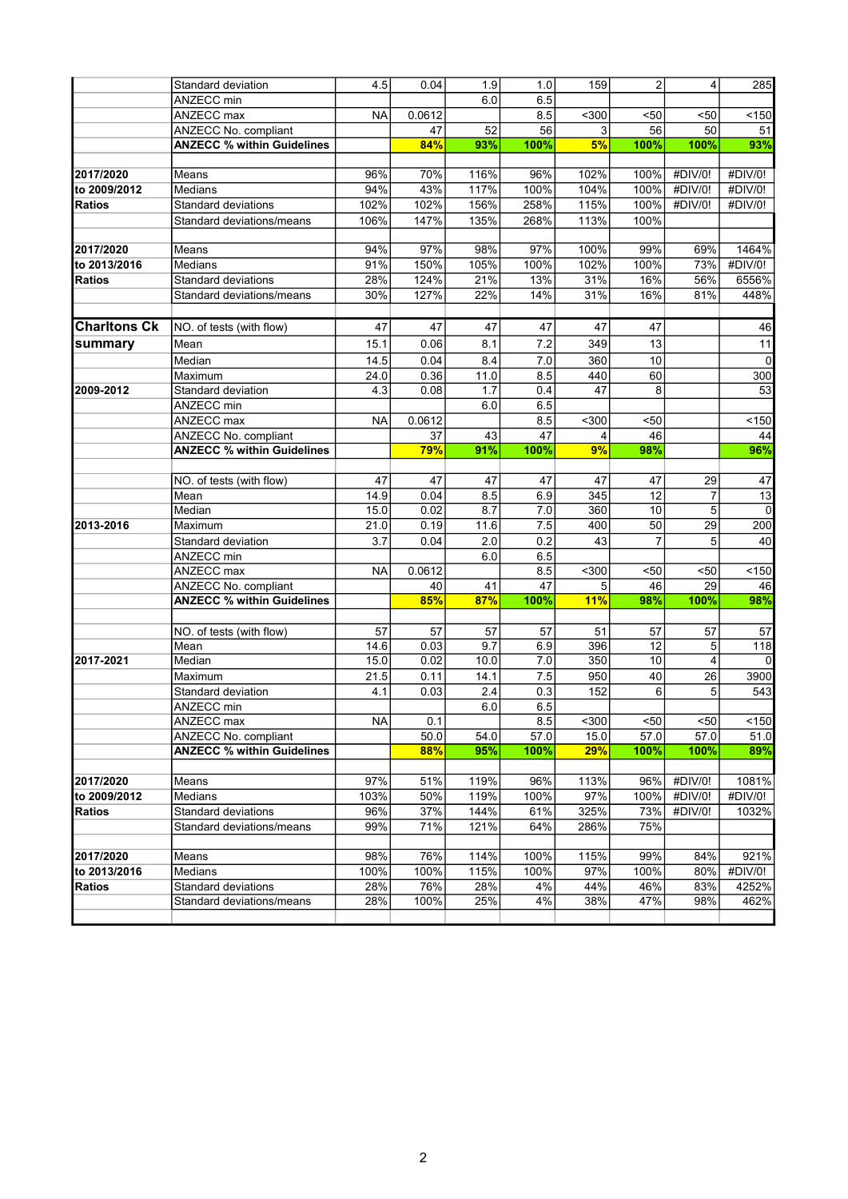| | | | | | | | | | |
|---|---|---|---|---|---|---|---|---|---|
| | Standard deviation | 4.5 | 0.04 | 1.9 | 1.0 | 159 | 2 | 4 | 285 |
| | ANZECC min | | | 6.0 | 6.5 | | | | |
| | ANZECC max | NA | 0.0612 | | 8.5 | <300 | <50 | <50 | <150 |
| | ANZECC No. compliant | | 47 | 52 | 56 | 3 | 56 | 50 | 51 |
| | **ANZECC % within Guidelines** | | **84%** | **93%** | **100%** | **5%** | **100%** | **100%** | **93%** |
| | | | | | | | | | |
| **2017/2020** | Means | 96% | 70% | 116% | 96% | 102% | 100% | #DIV/0! | #DIV/0! |
| **to 2009/2012** | Medians | 94% | 43% | 117% | 100% | 104% | 100% | #DIV/0! | #DIV/0! |
| **Ratios** | Standard deviations | 102% | 102% | 156% | 258% | 115% | 100% | #DIV/0! | #DIV/0! |
| | Standard deviations/means | 106% | 147% | 135% | 268% | 113% | 100% | | |
| | | | | | | | | | |
| **2017/2020** | Means | 94% | 97% | 98% | 97% | 100% | 99% | 69% | 1464% |
| **to 2013/2016** | Medians | 91% | 150% | 105% | 100% | 102% | 100% | 73% | #DIV/0! |
| **Ratios** | Standard deviations | 28% | 124% | 21% | 13% | 31% | 16% | 56% | 6556% |
| | Standard deviations/means | 30% | 127% | 22% | 14% | 31% | 16% | 81% | 448% |
| | | | | | | | | | |
| **Charltons Ck** | NO. of tests (with flow) | 47 | 47 | 47 | 47 | 47 | 47 | | 46 |
| **summary** | Mean | 15.1 | 0.06 | 8.1 | 7.2 | 349 | 13 | | 11 |
| | Median | 14.5 | 0.04 | 8.4 | 7.0 | 360 | 10 | | 0 |
| | Maximum | 24.0 | 0.36 | 11.0 | 8.5 | 440 | 60 | | 300 |
| **2009-2012** | Standard deviation | 4.3 | 0.08 | 1.7 | 0.4 | 47 | 8 | | 53 |
| | ANZECC min | | | 6.0 | 6.5 | | | | |
| | ANZECC max | NA | 0.0612 | | 8.5 | <300 | <50 | | <150 |
| | ANZECC No. compliant | | 37 | 43 | 47 | 4 | 46 | | 44 |
| | **ANZECC % within Guidelines** | | **79%** | **91%** | **100%** | **9%** | **98%** | | **96%** |
| | | | | | | | | | |
| | NO. of tests (with flow) | 47 | 47 | 47 | 47 | 47 | 47 | 29 | 47 |
| | Mean | 14.9 | 0.04 | 8.5 | 6.9 | 345 | 12 | 7 | 13 |
| | Median | 15.0 | 0.02 | 8.7 | 7.0 | 360 | 10 | 5 | 0 |
| **2013-2016** | Maximum | 21.0 | 0.19 | 11.6 | 7.5 | 400 | 50 | 29 | 200 |
| | Standard deviation | 3.7 | 0.04 | 2.0 | 0.2 | 43 | 7 | 5 | 40 |
| | ANZECC min | | | 6.0 | 6.5 | | | | |
| | ANZECC max | NA | 0.0612 | | 8.5 | <300 | <50 | <50 | <150 |
| | ANZECC No. compliant | | 40 | 41 | 47 | 5 | 46 | 29 | 46 |
| | **ANZECC % within Guidelines** | | **85%** | **87%** | **100%** | **11%** | **98%** | **100%** | **98%** |
| | | | | | | | | | |
| | NO. of tests (with flow) | 57 | 57 | 57 | 57 | 51 | 57 | 57 | 57 |
| | Mean | 14.6 | 0.03 | 9.7 | 6.9 | 396 | 12 | 5 | 118 |
| **2017-2021** | Median | 15.0 | 0.02 | 10.0 | 7.0 | 350 | 10 | 4 | 0 |
| | Maximum | 21.5 | 0.11 | 14.1 | 7.5 | 950 | 40 | 26 | 3900 |
| | Standard deviation | 4.1 | 0.03 | 2.4 | 0.3 | 152 | 6 | 5 | 543 |
| | ANZECC min | | | 6.0 | 6.5 | | | | |
| | ANZECC max | NA | 0.1 | | 8.5 | <300 | <50 | <50 | <150 |
| | ANZECC No. compliant | | 50.0 | 54.0 | 57.0 | 15.0 | 57.0 | 57.0 | 51.0 |
| | **ANZECC % within Guidelines** | | **88%** | **95%** | **100%** | **29%** | **100%** | **100%** | **89%** |
| | | | | | | | | | |
| **2017/2020** | Means | 97% | 51% | 119% | 96% | 113% | 96% | #DIV/0! | 1081% |
| **to 2009/2012** | Medians | 103% | 50% | 119% | 100% | 97% | 100% | #DIV/0! | #DIV/0! |
| **Ratios** | Standard deviations | 96% | 37% | 144% | 61% | 325% | 73% | #DIV/0! | 1032% |
| | Standard deviations/means | 99% | 71% | 121% | 64% | 286% | 75% | | |
| | | | | | | | | | |
| **2017/2020** | Means | 98% | 76% | 114% | 100% | 115% | 99% | 84% | 921% |
| **to 2013/2016** | Medians | 100% | 100% | 115% | 100% | 97% | 100% | 80% | #DIV/0! |
| **Ratios** | Standard deviations | 28% | 76% | 28% | 4% | 44% | 46% | 83% | 4252% |
| | Standard deviations/means | 28% | 100% | 25% | 4% | 38% | 47% | 98% | 462% |